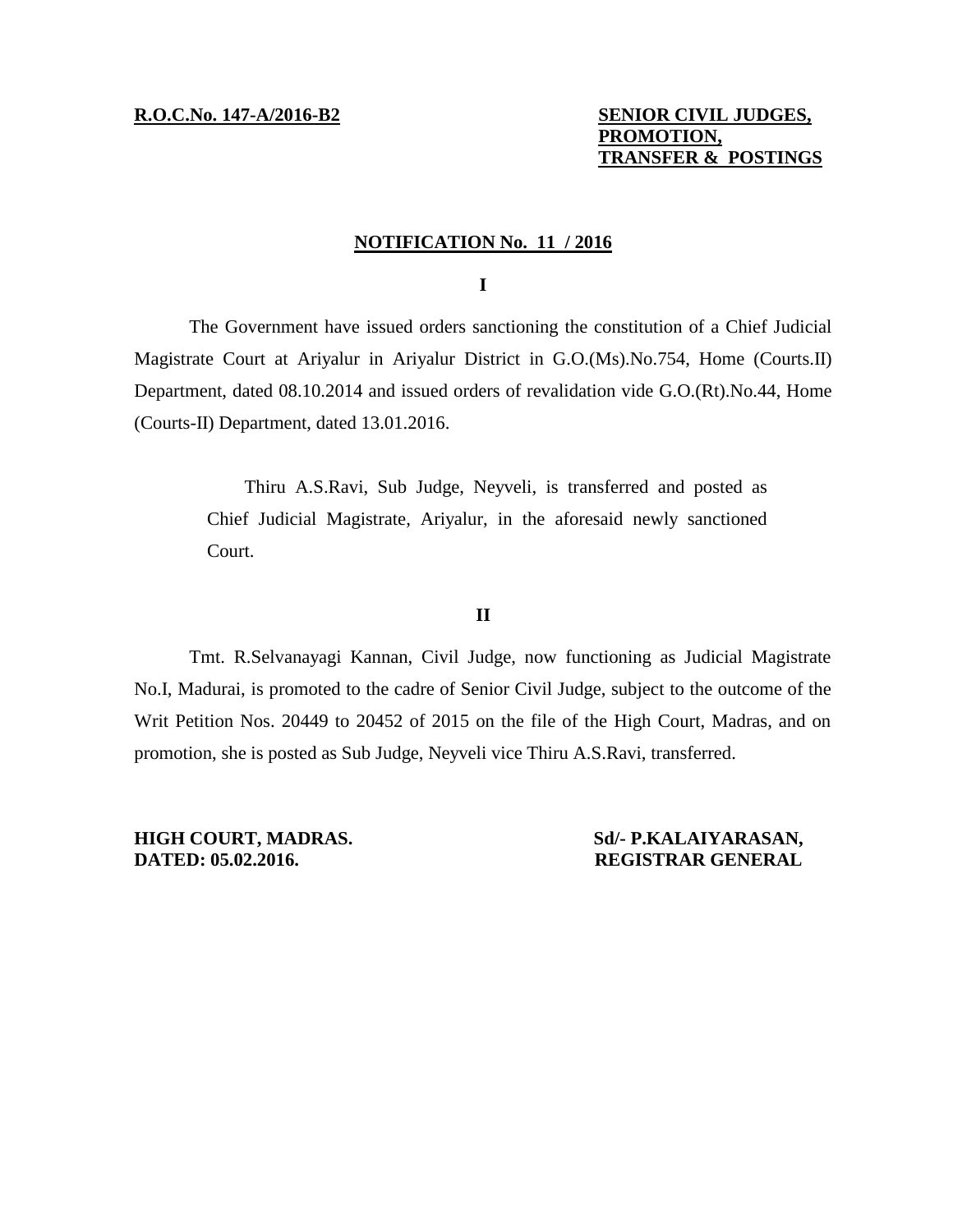**R.O.C.No. 147-A/2016-B2**

**SENIOR CIVIL JUDGES,**
**PROMOTION,**
**TRANSFER & POSTINGS**

## NOTIFICATION No. 11 / 2016

**I**

The Government have issued orders sanctioning the constitution of a Chief Judicial Magistrate Court at Ariyalur in Ariyalur District in G.O.(Ms).No.754, Home (Courts.II) Department, dated 08.10.2014 and issued orders of revalidation vide G.O.(Rt).No.44, Home (Courts-II) Department, dated 13.01.2016.

> Thiru A.S.Ravi, Sub Judge, Neyveli, is transferred and posted as Chief Judicial Magistrate, Ariyalur, in the aforesaid newly sanctioned Court.

**II**

Tmt. R.Selvanayagi Kannan, Civil Judge, now functioning as Judicial Magistrate No.I, Madurai, is promoted to the cadre of Senior Civil Judge, subject to the outcome of the Writ Petition Nos. 20449 to 20452 of 2015 on the file of the High Court, Madras, and on promotion, she is posted as Sub Judge, Neyveli vice Thiru A.S.Ravi, transferred.

**HIGH COURT, MADRAS.**
**DATED: 05.02.2016.**

**Sd/- P.KALAIYARASAN,**
**REGISTRAR GENERAL**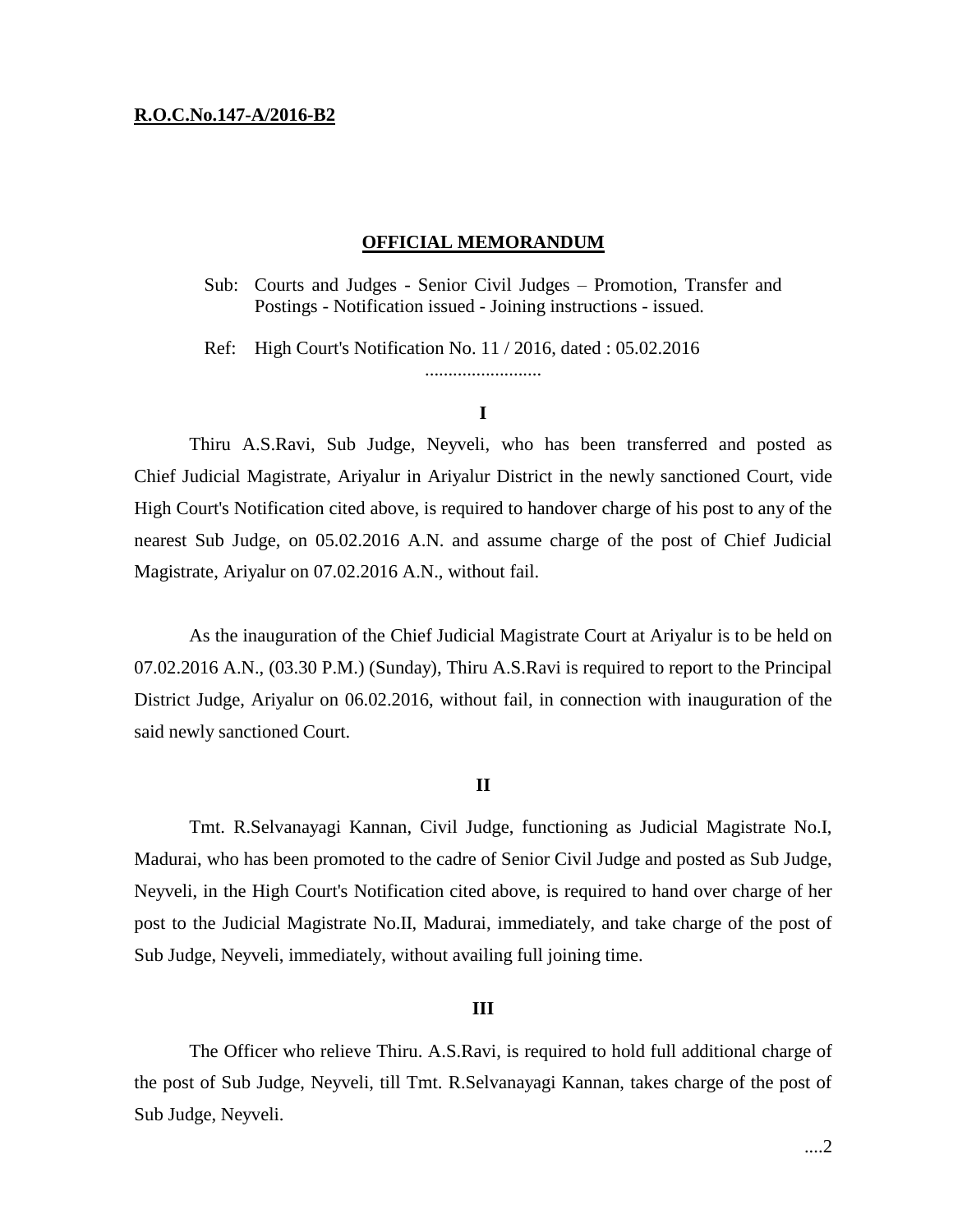**R.O.C.No.147-A/2016-B2**

**OFFICIAL MEMORANDUM**

Sub: Courts and Judges - Senior Civil Judges – Promotion, Transfer and Postings - Notification issued - Joining instructions - issued.

Ref: High Court's Notification No. 11 / 2016, dated : 05.02.2016

.........................

**I**

Thiru A.S.Ravi, Sub Judge, Neyveli, who has been transferred and posted as Chief Judicial Magistrate, Ariyalur in Ariyalur District in the newly sanctioned Court, vide High Court's Notification cited above, is required to handover charge of his post to any of the nearest Sub Judge, on 05.02.2016 A.N. and assume charge of the post of Chief Judicial Magistrate, Ariyalur on 07.02.2016 A.N., without fail.

As the inauguration of the Chief Judicial Magistrate Court at Ariyalur is to be held on 07.02.2016 A.N., (03.30 P.M.) (Sunday), Thiru A.S.Ravi is required to report to the Principal District Judge, Ariyalur on 06.02.2016, without fail, in connection with inauguration of the said newly sanctioned Court.

**II**

Tmt. R.Selvanayagi Kannan, Civil Judge, functioning as Judicial Magistrate No.I, Madurai, who has been promoted to the cadre of Senior Civil Judge and posted as Sub Judge, Neyveli, in the High Court's Notification cited above, is required to hand over charge of her post to the Judicial Magistrate No.II, Madurai, immediately, and take charge of the post of Sub Judge, Neyveli, immediately, without availing full joining time.

**III**

The Officer who relieve Thiru. A.S.Ravi, is required to hold full additional charge of the post of Sub Judge, Neyveli, till Tmt. R.Selvanayagi Kannan, takes charge of the post of Sub Judge, Neyveli.

....2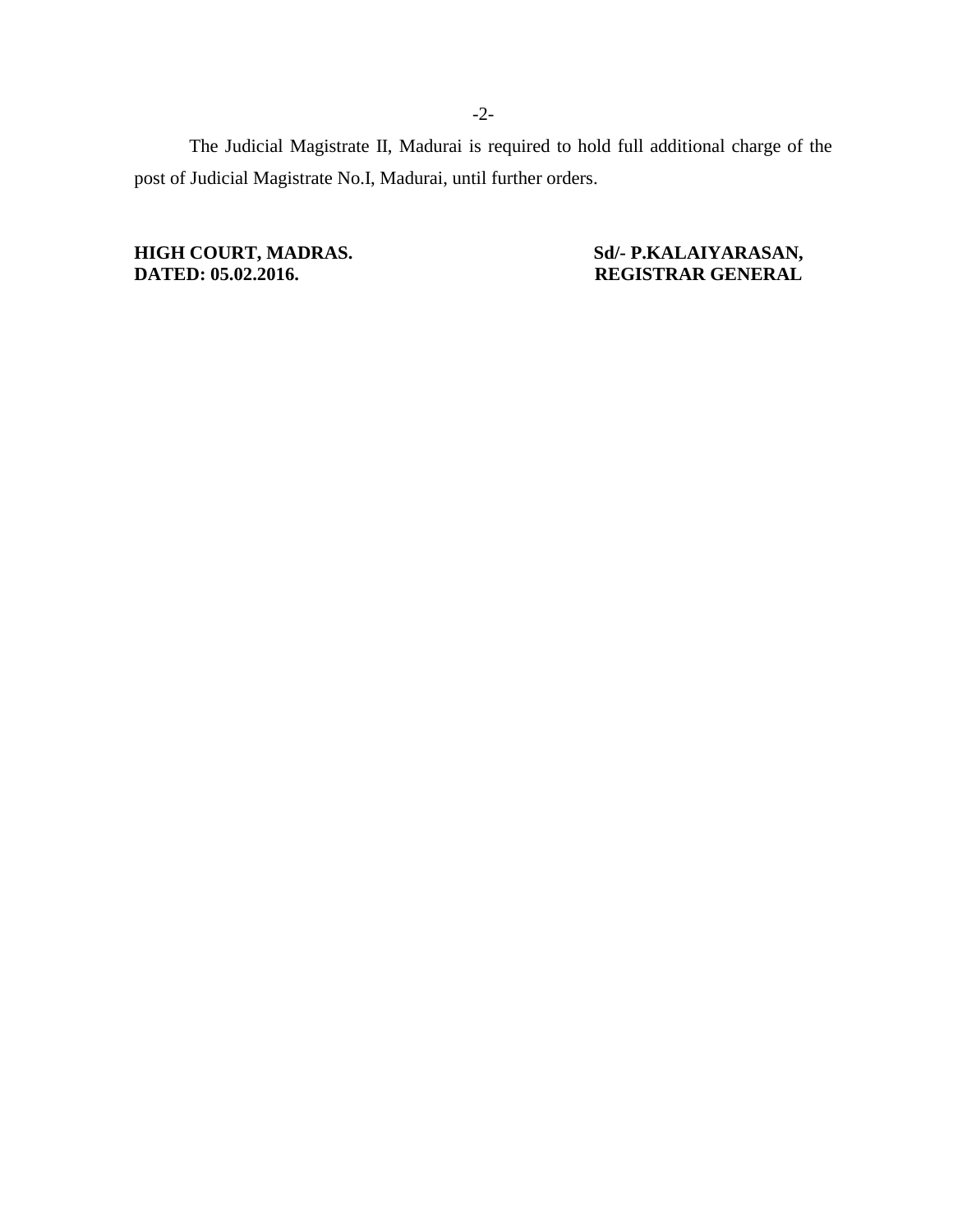The Judicial Magistrate II, Madurai is required to hold full additional charge of the post of Judicial Magistrate No.I, Madurai, until further orders.

**HIGH COURT, MADRAS.**
**DATED: 05.02.2016.**

**Sd/- P.KALAIYARASAN,**
**REGISTRAR GENERAL**